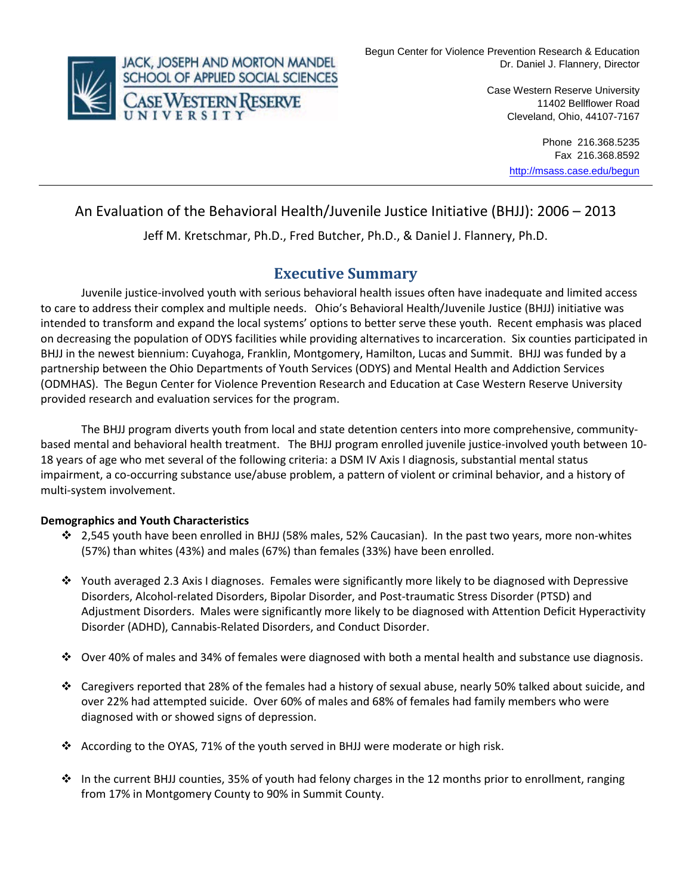JACK, JOSEPH AND MORTON MANDEL SCHOOL OF APPLIED SOCIAL SCIENCES
CASE WESTERN RESERVE UNIVERSITY

Begun Center for Violence Prevention Research & Education
Dr. Daniel J. Flannery, Director

Case Western Reserve University
11402 Bellflower Road
Cleveland, Ohio, 44107-7167

Phone 216.368.5235
Fax 216.368.8592
http://msass.case.edu/begun

---

# An Evaluation of the Behavioral Health/Juvenile Justice Initiative (BHJJ): 2006 – 2013

Jeff M. Kretschmar, Ph.D., Fred Butcher, Ph.D., & Daniel J. Flannery, Ph.D.

## Executive Summary

Juvenile justice-involved youth with serious behavioral health issues often have inadequate and limited access to care to address their complex and multiple needs. Ohio's Behavioral Health/Juvenile Justice (BHJJ) initiative was intended to transform and expand the local systems' options to better serve these youth. Recent emphasis was placed on decreasing the population of ODYS facilities while providing alternatives to incarceration. Six counties participated in BHJJ in the newest biennium: Cuyahoga, Franklin, Montgomery, Hamilton, Lucas and Summit. BHJJ was funded by a partnership between the Ohio Departments of Youth Services (ODYS) and Mental Health and Addiction Services (ODMHAS). The Begun Center for Violence Prevention Research and Education at Case Western Reserve University provided research and evaluation services for the program.

The BHJJ program diverts youth from local and state detention centers into more comprehensive, community-based mental and behavioral health treatment. The BHJJ program enrolled juvenile justice-involved youth between 10-18 years of age who met several of the following criteria: a DSM IV Axis I diagnosis, substantial mental status impairment, a co-occurring substance use/abuse problem, a pattern of violent or criminal behavior, and a history of multi-system involvement.

**Demographics and Youth Characteristics**

- 2,545 youth have been enrolled in BHJJ (58% males, 52% Caucasian). In the past two years, more non-whites (57%) than whites (43%) and males (67%) than females (33%) have been enrolled.
- Youth averaged 2.3 Axis I diagnoses. Females were significantly more likely to be diagnosed with Depressive Disorders, Alcohol-related Disorders, Bipolar Disorder, and Post-traumatic Stress Disorder (PTSD) and Adjustment Disorders. Males were significantly more likely to be diagnosed with Attention Deficit Hyperactivity Disorder (ADHD), Cannabis-Related Disorders, and Conduct Disorder.
- Over 40% of males and 34% of females were diagnosed with both a mental health and substance use diagnosis.
- Caregivers reported that 28% of the females had a history of sexual abuse, nearly 50% talked about suicide, and over 22% had attempted suicide. Over 60% of males and 68% of females had family members who were diagnosed with or showed signs of depression.
- According to the OYAS, 71% of the youth served in BHJJ were moderate or high risk.
- In the current BHJJ counties, 35% of youth had felony charges in the 12 months prior to enrollment, ranging from 17% in Montgomery County to 90% in Summit County.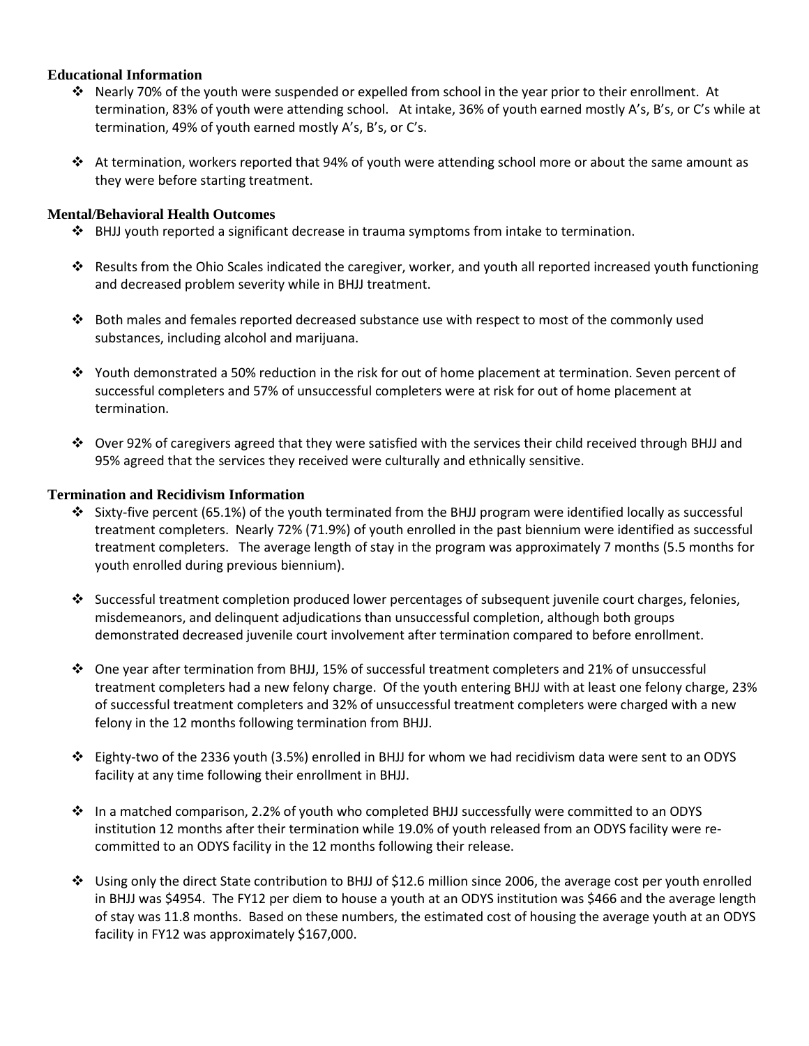### Educational Information

- Nearly 70% of the youth were suspended or expelled from school in the year prior to their enrollment. At termination, 83% of youth were attending school. At intake, 36% of youth earned mostly A's, B's, or C's while at termination, 49% of youth earned mostly A's, B's, or C's.
- At termination, workers reported that 94% of youth were attending school more or about the same amount as they were before starting treatment.

### Mental/Behavioral Health Outcomes

- BHJJ youth reported a significant decrease in trauma symptoms from intake to termination.
- Results from the Ohio Scales indicated the caregiver, worker, and youth all reported increased youth functioning and decreased problem severity while in BHJJ treatment.
- Both males and females reported decreased substance use with respect to most of the commonly used substances, including alcohol and marijuana.
- Youth demonstrated a 50% reduction in the risk for out of home placement at termination. Seven percent of successful completers and 57% of unsuccessful completers were at risk for out of home placement at termination.
- Over 92% of caregivers agreed that they were satisfied with the services their child received through BHJJ and 95% agreed that the services they received were culturally and ethnically sensitive.

### Termination and Recidivism Information

- Sixty-five percent (65.1%) of the youth terminated from the BHJJ program were identified locally as successful treatment completers. Nearly 72% (71.9%) of youth enrolled in the past biennium were identified as successful treatment completers. The average length of stay in the program was approximately 7 months (5.5 months for youth enrolled during previous biennium).
- Successful treatment completion produced lower percentages of subsequent juvenile court charges, felonies, misdemeanors, and delinquent adjudications than unsuccessful completion, although both groups demonstrated decreased juvenile court involvement after termination compared to before enrollment.
- One year after termination from BHJJ, 15% of successful treatment completers and 21% of unsuccessful treatment completers had a new felony charge. Of the youth entering BHJJ with at least one felony charge, 23% of successful treatment completers and 32% of unsuccessful treatment completers were charged with a new felony in the 12 months following termination from BHJJ.
- Eighty-two of the 2336 youth (3.5%) enrolled in BHJJ for whom we had recidivism data were sent to an ODYS facility at any time following their enrollment in BHJJ.
- In a matched comparison, 2.2% of youth who completed BHJJ successfully were committed to an ODYS institution 12 months after their termination while 19.0% of youth released from an ODYS facility were re-committed to an ODYS facility in the 12 months following their release.
- Using only the direct State contribution to BHJJ of $12.6 million since 2006, the average cost per youth enrolled in BHJJ was $4954. The FY12 per diem to house a youth at an ODYS institution was $466 and the average length of stay was 11.8 months. Based on these numbers, the estimated cost of housing the average youth at an ODYS facility in FY12 was approximately $167,000.